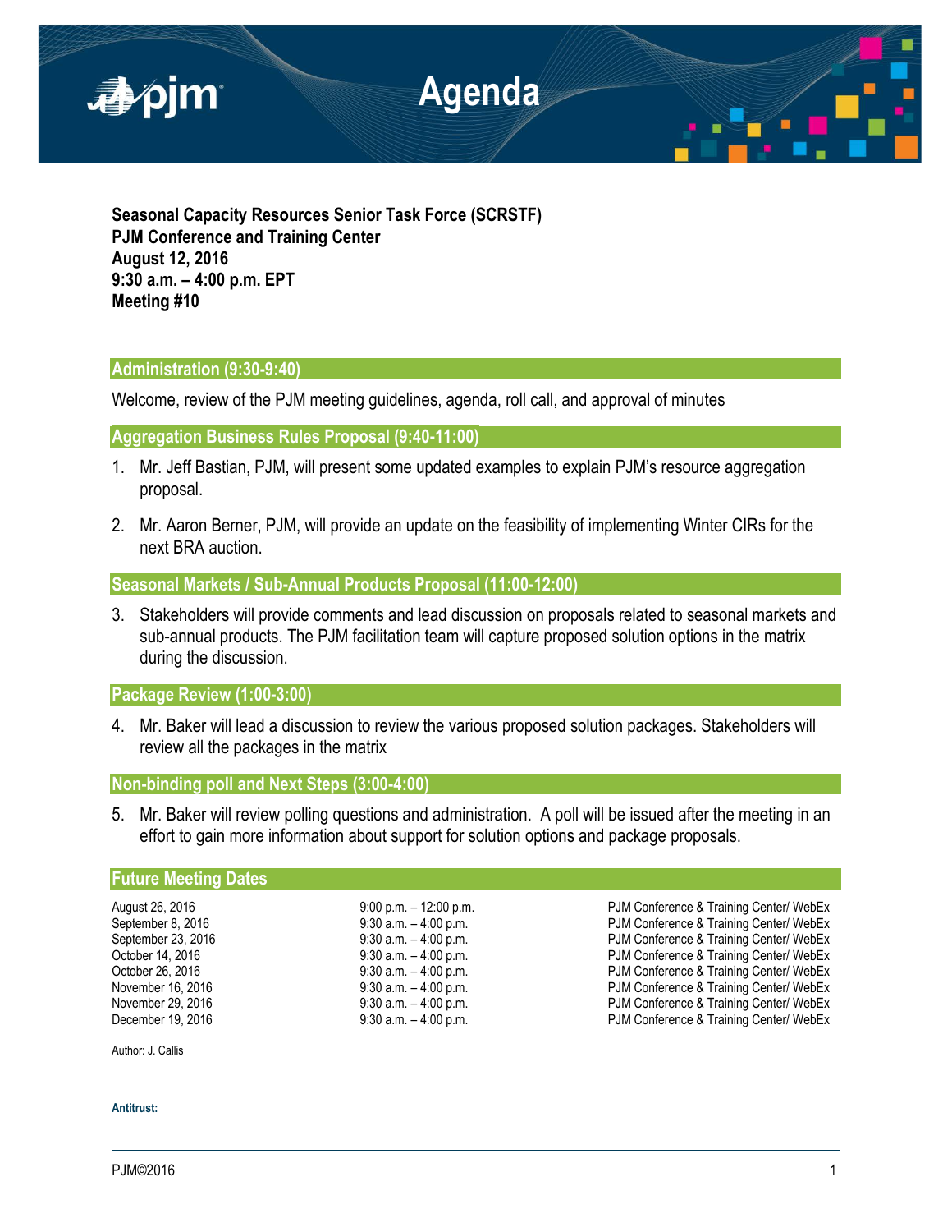# Agenda

**Seasonal Capacity Resources Senior Task Force (SCRSTF)**
**PJM Conference and Training Center**
**August 12, 2016**
**9:30 a.m. – 4:00 p.m. EPT**
**Meeting #10**

## Administration (9:30-9:40)

Welcome, review of the PJM meeting guidelines, agenda, roll call, and approval of minutes

## Aggregation Business Rules Proposal (9:40-11:00)

1. Mr. Jeff Bastian, PJM, will present some updated examples to explain PJM's resource aggregation proposal.
2. Mr. Aaron Berner, PJM, will provide an update on the feasibility of implementing Winter CIRs for the next BRA auction.

## Seasonal Markets / Sub-Annual Products Proposal (11:00-12:00)

3. Stakeholders will provide comments and lead discussion on proposals related to seasonal markets and sub-annual products. The PJM facilitation team will capture proposed solution options in the matrix during the discussion.

## Package Review (1:00-3:00)

4. Mr. Baker will lead a discussion to review the various proposed solution packages. Stakeholders will review all the packages in the matrix

## Non-binding poll and Next Steps (3:00-4:00)

5. Mr. Baker will review polling questions and administration. A poll will be issued after the meeting in an effort to gain more information about support for solution options and package proposals.

## Future Meeting Dates

| | | |
|---|---|---|
| August 26, 2016 | 9:00 p.m. – 12:00 p.m. | PJM Conference & Training Center/ WebEx |
| September 8, 2016 | 9:30 a.m. – 4:00 p.m. | PJM Conference & Training Center/ WebEx |
| September 23, 2016 | 9:30 a.m. – 4:00 p.m. | PJM Conference & Training Center/ WebEx |
| October 14, 2016 | 9:30 a.m. – 4:00 p.m. | PJM Conference & Training Center/ WebEx |
| October 26, 2016 | 9:30 a.m. – 4:00 p.m. | PJM Conference & Training Center/ WebEx |
| November 16, 2016 | 9:30 a.m. – 4:00 p.m. | PJM Conference & Training Center/ WebEx |
| November 29, 2016 | 9:30 a.m. – 4:00 p.m. | PJM Conference & Training Center/ WebEx |
| December 19, 2016 | 9:30 a.m. – 4:00 p.m. | PJM Conference & Training Center/ WebEx |

Author: J. Callis

**Antitrust:**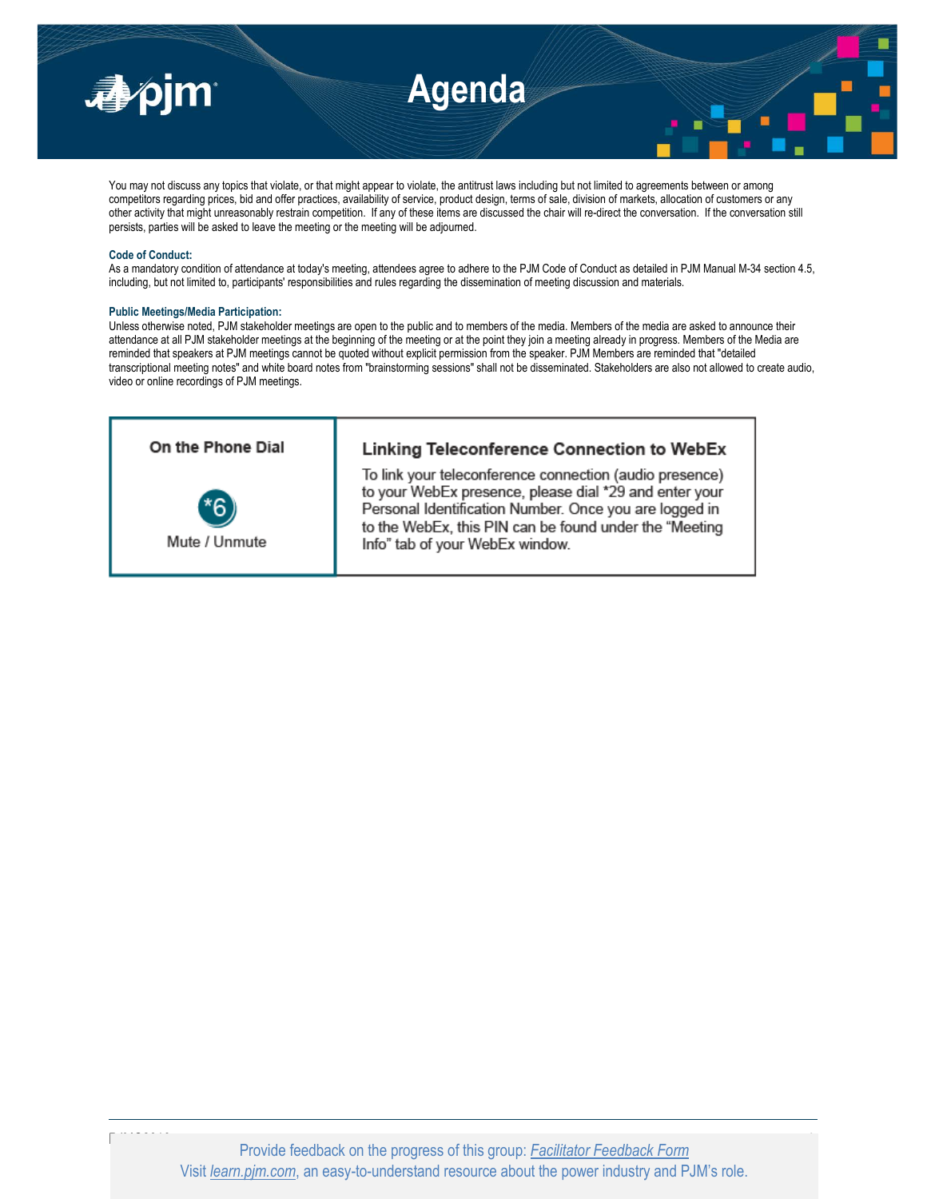# Agenda

You may not discuss any topics that violate, or that might appear to violate, the antitrust laws including but not limited to agreements between or among competitors regarding prices, bid and offer practices, availability of service, product design, terms of sale, division of markets, allocation of customers or any other activity that might unreasonably restrain competition. If any of these items are discussed the chair will re-direct the conversation. If the conversation still persists, parties will be asked to leave the meeting or the meeting will be adjourned.

**Code of Conduct:**
As a mandatory condition of attendance at today's meeting, attendees agree to adhere to the PJM Code of Conduct as detailed in PJM Manual M-34 section 4.5, including, but not limited to, participants' responsibilities and rules regarding the dissemination of meeting discussion and materials.

**Public Meetings/Media Participation:**
Unless otherwise noted, PJM stakeholder meetings are open to the public and to members of the media. Members of the media are asked to announce their attendance at all PJM stakeholder meetings at the beginning of the meeting or at the point they join a meeting already in progress. Members of the Media are reminded that speakers at PJM meetings cannot be quoted without explicit permission from the speaker. PJM Members are reminded that "detailed transcriptional meeting notes" and white board notes from "brainstorming sessions" shall not be disseminated. Stakeholders are also not allowed to create audio, video or online recordings of PJM meetings.

| On the Phone Dial | Linking Teleconference Connection to WebEx |
| --- | --- |
| *6 Mute / Unmute | To link your teleconference connection (audio presence) to your WebEx presence, please dial *29 and enter your Personal Identification Number. Once you are logged in to the WebEx, this PIN can be found under the "Meeting Info" tab of your WebEx window. |

Provide feedback on the progress of this group: *Facilitator Feedback Form*
Visit *learn.pjm.com*, an easy-to-understand resource about the power industry and PJM's role.